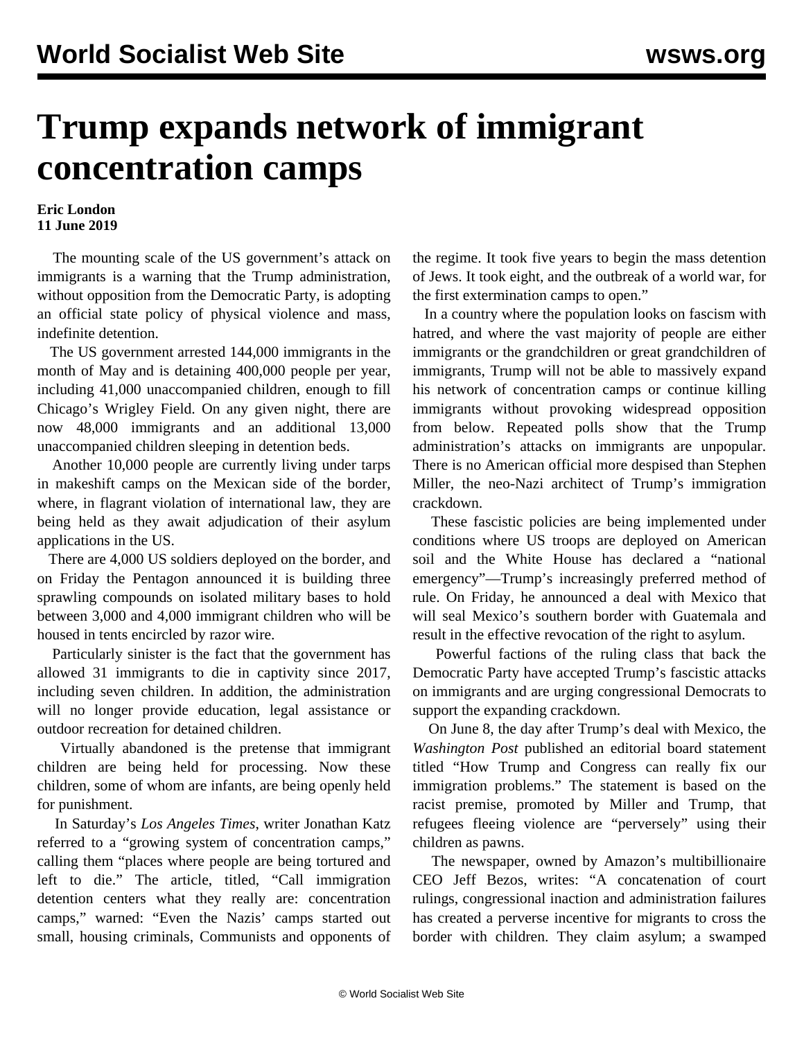# Trump expands network of immigrant concentration camps

**Eric London**
**11 June 2019**

The mounting scale of the US government's attack on immigrants is a warning that the Trump administration, without opposition from the Democratic Party, is adopting an official state policy of physical violence and mass, indefinite detention.

The US government arrested 144,000 immigrants in the month of May and is detaining 400,000 people per year, including 41,000 unaccompanied children, enough to fill Chicago's Wrigley Field. On any given night, there are now 48,000 immigrants and an additional 13,000 unaccompanied children sleeping in detention beds.

Another 10,000 people are currently living under tarps in makeshift camps on the Mexican side of the border, where, in flagrant violation of international law, they are being held as they await adjudication of their asylum applications in the US.

There are 4,000 US soldiers deployed on the border, and on Friday the Pentagon announced it is building three sprawling compounds on isolated military bases to hold between 3,000 and 4,000 immigrant children who will be housed in tents encircled by razor wire.

Particularly sinister is the fact that the government has allowed 31 immigrants to die in captivity since 2017, including seven children. In addition, the administration will no longer provide education, legal assistance or outdoor recreation for detained children.

Virtually abandoned is the pretense that immigrant children are being held for processing. Now these children, some of whom are infants, are being openly held for punishment.

In Saturday's *Los Angeles Times*, writer Jonathan Katz referred to a "growing system of concentration camps," calling them "places where people are being tortured and left to die." The article, titled, "Call immigration detention centers what they really are: concentration camps," warned: "Even the Nazis' camps started out small, housing criminals, Communists and opponents of the regime. It took five years to begin the mass detention of Jews. It took eight, and the outbreak of a world war, for the first extermination camps to open."

In a country where the population looks on fascism with hatred, and where the vast majority of people are either immigrants or the grandchildren or great grandchildren of immigrants, Trump will not be able to massively expand his network of concentration camps or continue killing immigrants without provoking widespread opposition from below. Repeated polls show that the Trump administration's attacks on immigrants are unpopular. There is no American official more despised than Stephen Miller, the neo-Nazi architect of Trump's immigration crackdown.

These fascistic policies are being implemented under conditions where US troops are deployed on American soil and the White House has declared a "national emergency"—Trump's increasingly preferred method of rule. On Friday, he announced a deal with Mexico that will seal Mexico's southern border with Guatemala and result in the effective revocation of the right to asylum.

Powerful factions of the ruling class that back the Democratic Party have accepted Trump's fascistic attacks on immigrants and are urging congressional Democrats to support the expanding crackdown.

On June 8, the day after Trump's deal with Mexico, the *Washington Post* published an editorial board statement titled "How Trump and Congress can really fix our immigration problems." The statement is based on the racist premise, promoted by Miller and Trump, that refugees fleeing violence are "perversely" using their children as pawns.

The newspaper, owned by Amazon's multibillionaire CEO Jeff Bezos, writes: "A concatenation of court rulings, congressional inaction and administration failures has created a perverse incentive for migrants to cross the border with children. They claim asylum; a swamped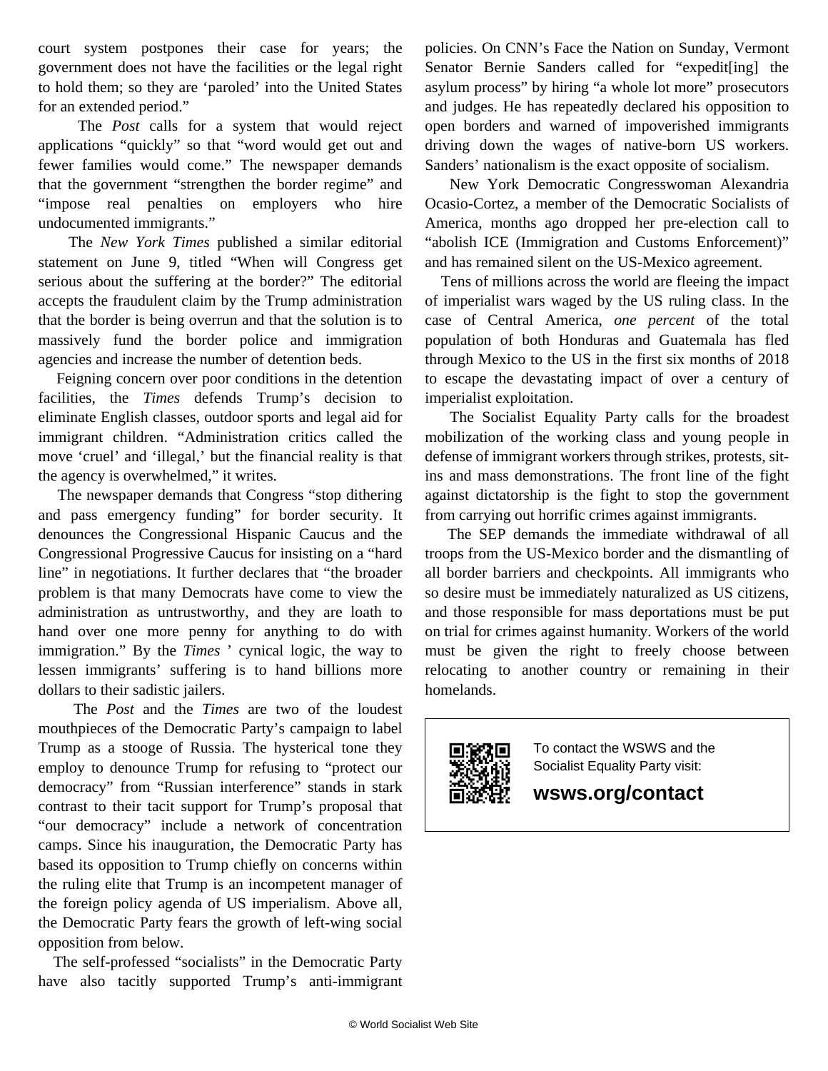court system postpones their case for years; the government does not have the facilities or the legal right to hold them; so they are 'paroled' into the United States for an extended period."

The *Post* calls for a system that would reject applications "quickly" so that "word would get out and fewer families would come." The newspaper demands that the government "strengthen the border regime" and "impose real penalties on employers who hire undocumented immigrants."

The *New York Times* published a similar editorial statement on June 9, titled "When will Congress get serious about the suffering at the border?" The editorial accepts the fraudulent claim by the Trump administration that the border is being overrun and that the solution is to massively fund the border police and immigration agencies and increase the number of detention beds.

Feigning concern over poor conditions in the detention facilities, the *Times* defends Trump's decision to eliminate English classes, outdoor sports and legal aid for immigrant children. "Administration critics called the move 'cruel' and 'illegal,' but the financial reality is that the agency is overwhelmed," it writes.

The newspaper demands that Congress "stop dithering and pass emergency funding" for border security. It denounces the Congressional Hispanic Caucus and the Congressional Progressive Caucus for insisting on a "hard line" in negotiations. It further declares that "the broader problem is that many Democrats have come to view the administration as untrustworthy, and they are loath to hand over one more penny for anything to do with immigration." By the *Times* ' cynical logic, the way to lessen immigrants' suffering is to hand billions more dollars to their sadistic jailers.

The *Post* and the *Times* are two of the loudest mouthpieces of the Democratic Party's campaign to label Trump as a stooge of Russia. The hysterical tone they employ to denounce Trump for refusing to "protect our democracy" from "Russian interference" stands in stark contrast to their tacit support for Trump's proposal that "our democracy" include a network of concentration camps. Since his inauguration, the Democratic Party has based its opposition to Trump chiefly on concerns within the ruling elite that Trump is an incompetent manager of the foreign policy agenda of US imperialism. Above all, the Democratic Party fears the growth of left-wing social opposition from below.

The self-professed "socialists" in the Democratic Party have also tacitly supported Trump's anti-immigrant policies. On CNN's Face the Nation on Sunday, Vermont Senator Bernie Sanders called for "expedit[ing] the asylum process" by hiring "a whole lot more" prosecutors and judges. He has repeatedly declared his opposition to open borders and warned of impoverished immigrants driving down the wages of native-born US workers. Sanders' nationalism is the exact opposite of socialism.

New York Democratic Congresswoman Alexandria Ocasio-Cortez, a member of the Democratic Socialists of America, months ago dropped her pre-election call to "abolish ICE (Immigration and Customs Enforcement)" and has remained silent on the US-Mexico agreement.

Tens of millions across the world are fleeing the impact of imperialist wars waged by the US ruling class. In the case of Central America, *one percent* of the total population of both Honduras and Guatemala has fled through Mexico to the US in the first six months of 2018 to escape the devastating impact of over a century of imperialist exploitation.

The Socialist Equality Party calls for the broadest mobilization of the working class and young people in defense of immigrant workers through strikes, protests, sit-ins and mass demonstrations. The front line of the fight against dictatorship is the fight to stop the government from carrying out horrific crimes against immigrants.

The SEP demands the immediate withdrawal of all troops from the US-Mexico border and the dismantling of all border barriers and checkpoints. All immigrants who so desire must be immediately naturalized as US citizens, and those responsible for mass deportations must be put on trial for crimes against humanity. Workers of the world must be given the right to freely choose between relocating to another country or remaining in their homelands.

To contact the WSWS and the Socialist Equality Party visit:

**wsws.org/contact**